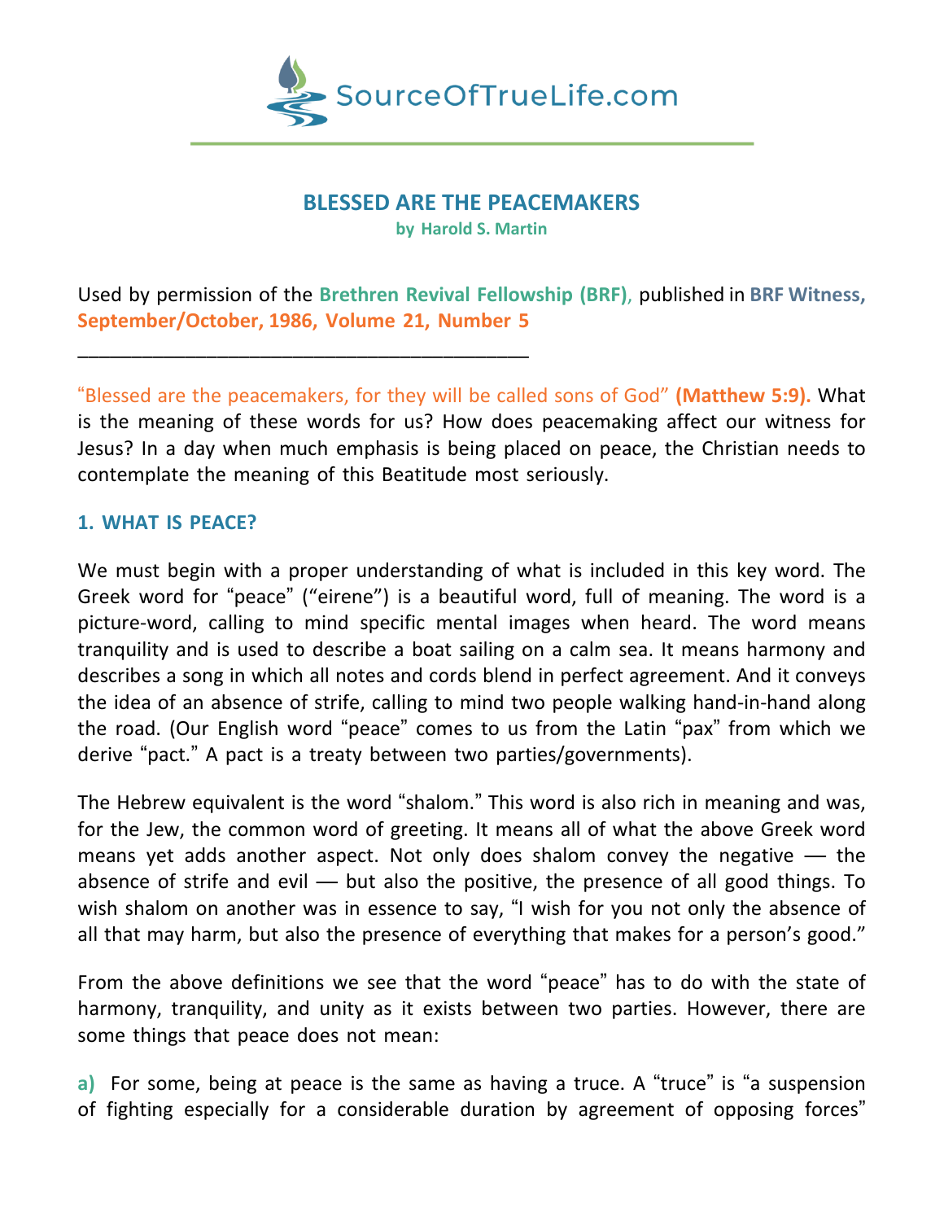SourceOfTrueLife.com

# BLESSED ARE THE PEACEMAKERS

**by Harold S. Martin**

Used by permission of the **Brethren Revival Fellowship (BRF)**, published in **BRF Witness, September/October, 1986, Volume 21, Number 5**

\_\_\_\_\_\_\_\_\_\_\_\_\_\_\_\_\_\_\_\_\_\_\_\_\_\_\_\_\_\_\_\_\_\_\_\_\_\_\_\_\_\_\_

"Blessed are the peacemakers, for they will be called sons of God" **(Matthew 5:9).** What is the meaning of these words for us? How does peacemaking affect our witness for Jesus? In a day when much emphasis is being placed on peace, the Christian needs to contemplate the meaning of this Beatitude most seriously.

## 1. WHAT IS PEACE?

We must begin with a proper understanding of what is included in this key word. The Greek word for "peace" ("eirene") is a beautiful word, full of meaning. The word is a picture-word, calling to mind specific mental images when heard. The word means tranquility and is used to describe a boat sailing on a calm sea. It means harmony and describes a song in which all notes and cords blend in perfect agreement. And it conveys the idea of an absence of strife, calling to mind two people walking hand-in-hand along the road. (Our English word "peace" comes to us from the Latin "pax" from which we derive "pact." A pact is a treaty between two parties/governments).

The Hebrew equivalent is the word "shalom." This word is also rich in meaning and was, for the Jew, the common word of greeting. It means all of what the above Greek word means yet adds another aspect. Not only does shalom convey the negative — the absence of strife and evil — but also the positive, the presence of all good things. To wish shalom on another was in essence to say, "I wish for you not only the absence of all that may harm, but also the presence of everything that makes for a person's good."

From the above definitions we see that the word "peace" has to do with the state of harmony, tranquility, and unity as it exists between two parties. However, there are some things that peace does not mean:

**a)** For some, being at peace is the same as having a truce. A "truce" is "a suspension of fighting especially for a considerable duration by agreement of opposing forces"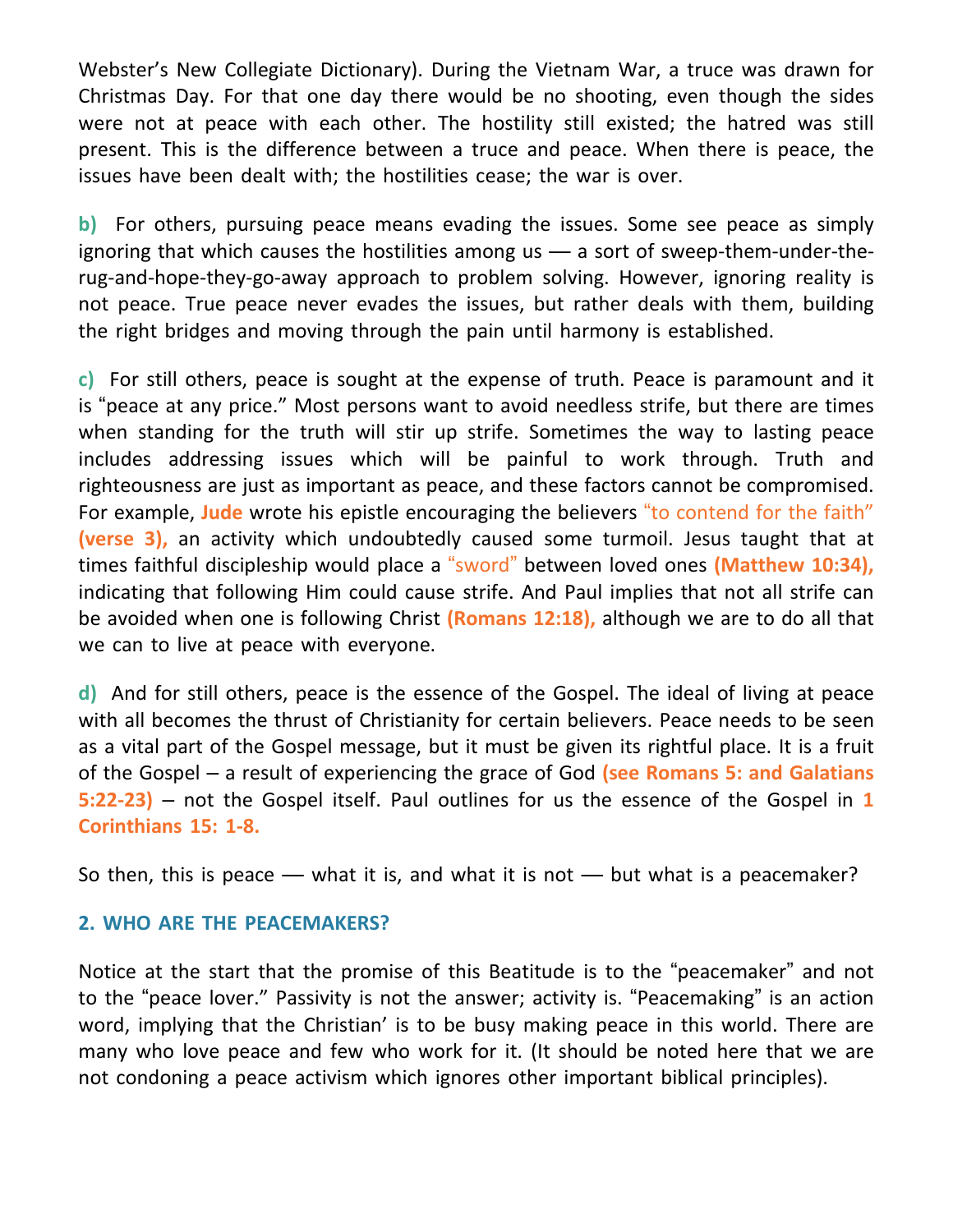Webster's New Collegiate Dictionary). During the Vietnam War, a truce was drawn for Christmas Day. For that one day there would be no shooting, even though the sides were not at peace with each other. The hostility still existed; the hatred was still present. This is the difference between a truce and peace. When there is peace, the issues have been dealt with; the hostilities cease; the war is over.

**b)** For others, pursuing peace means evading the issues. Some see peace as simply ignoring that which causes the hostilities among us — a sort of sweep-them-under-the-rug-and-hope-they-go-away approach to problem solving. However, ignoring reality is not peace. True peace never evades the issues, but rather deals with them, building the right bridges and moving through the pain until harmony is established.

**c)** For still others, peace is sought at the expense of truth. Peace is paramount and it is "peace at any price." Most persons want to avoid needless strife, but there are times when standing for the truth will stir up strife. Sometimes the way to lasting peace includes addressing issues which will be painful to work through. Truth and righteousness are just as important as peace, and these factors cannot be compromised. For example, **Jude** wrote his epistle encouraging the believers "to contend for the faith" **(verse 3),** an activity which undoubtedly caused some turmoil. Jesus taught that at times faithful discipleship would place a "sword" between loved ones **(Matthew 10:34),** indicating that following Him could cause strife. And Paul implies that not all strife can be avoided when one is following Christ **(Romans 12:18),** although we are to do all that we can to live at peace with everyone.

**d)** And for still others, peace is the essence of the Gospel. The ideal of living at peace with all becomes the thrust of Christianity for certain believers. Peace needs to be seen as a vital part of the Gospel message, but it must be given its rightful place. It is a fruit of the Gospel – a result of experiencing the grace of God **(see Romans 5: and Galatians 5:22-23)** – not the Gospel itself. Paul outlines for us the essence of the Gospel in **1 Corinthians 15: 1-8.**

So then, this is peace — what it is, and what it is not — but what is a peacemaker?

## 2. WHO ARE THE PEACEMAKERS?

Notice at the start that the promise of this Beatitude is to the "peacemaker" and not to the "peace lover." Passivity is not the answer; activity is. "Peacemaking" is an action word, implying that the Christian' is to be busy making peace in this world. There are many who love peace and few who work for it. (It should be noted here that we are not condoning a peace activism which ignores other important biblical principles).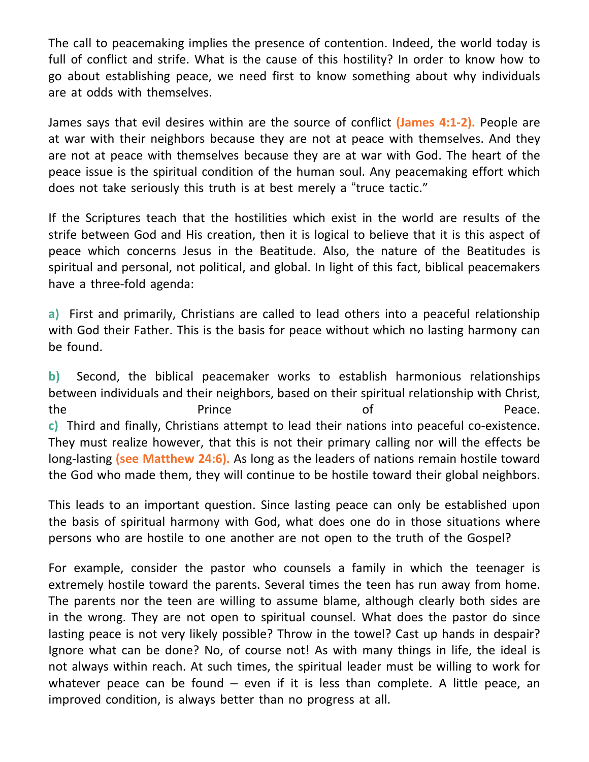The call to peacemaking implies the presence of contention. Indeed, the world today is full of conflict and strife. What is the cause of this hostility? In order to know how to go about establishing peace, we need first to know something about why individuals are at odds with themselves.

James says that evil desires within are the source of conflict **(James 4:1-2).** People are at war with their neighbors because they are not at peace with themselves. And they are not at peace with themselves because they are at war with God. The heart of the peace issue is the spiritual condition of the human soul. Any peacemaking effort which does not take seriously this truth is at best merely a "truce tactic."

If the Scriptures teach that the hostilities which exist in the world are results of the strife between God and His creation, then it is logical to believe that it is this aspect of peace which concerns Jesus in the Beatitude. Also, the nature of the Beatitudes is spiritual and personal, not political, and global. In light of this fact, biblical peacemakers have a three-fold agenda:

**a)** First and primarily, Christians are called to lead others into a peaceful relationship with God their Father. This is the basis for peace without which no lasting harmony can be found.

**b)** Second, the biblical peacemaker works to establish harmonious relationships between individuals and their neighbors, based on their spiritual relationship with Christ, the Prince of Peace.

**c)** Third and finally, Christians attempt to lead their nations into peaceful co-existence. They must realize however, that this is not their primary calling nor will the effects be long-lasting **(see Matthew 24:6).** As long as the leaders of nations remain hostile toward the God who made them, they will continue to be hostile toward their global neighbors.

This leads to an important question. Since lasting peace can only be established upon the basis of spiritual harmony with God, what does one do in those situations where persons who are hostile to one another are not open to the truth of the Gospel?

For example, consider the pastor who counsels a family in which the teenager is extremely hostile toward the parents. Several times the teen has run away from home. The parents nor the teen are willing to assume blame, although clearly both sides are in the wrong. They are not open to spiritual counsel. What does the pastor do since lasting peace is not very likely possible? Throw in the towel? Cast up hands in despair? Ignore what can be done? No, of course not! As with many things in life, the ideal is not always within reach. At such times, the spiritual leader must be willing to work for whatever peace can be found – even if it is less than complete. A little peace, an improved condition, is always better than no progress at all.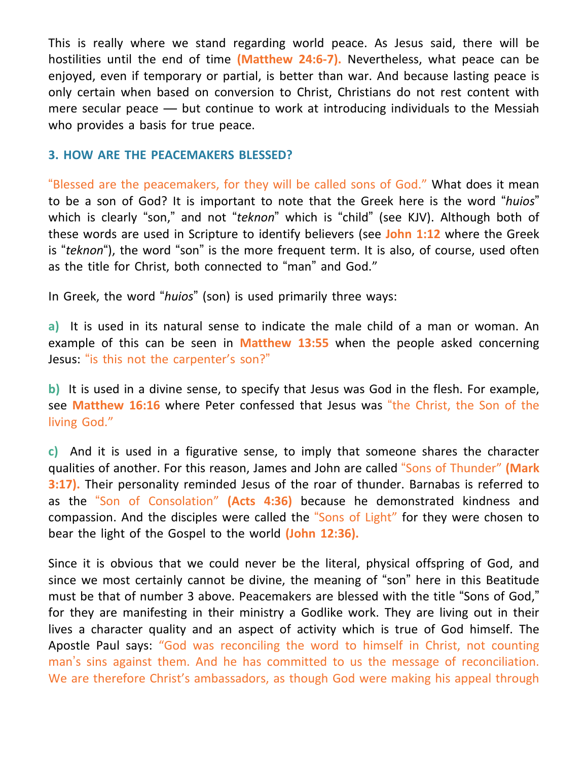This is really where we stand regarding world peace. As Jesus said, there will be hostilities until the end of time **(Matthew 24:6-7).** Nevertheless, what peace can be enjoyed, even if temporary or partial, is better than war. And because lasting peace is only certain when based on conversion to Christ, Christians do not rest content with mere secular peace — but continue to work at introducing individuals to the Messiah who provides a basis for true peace.

### 3. HOW ARE THE PEACEMAKERS BLESSED?

"Blessed are the peacemakers, for they will be called sons of God." What does it mean to be a son of God? It is important to note that the Greek here is the word "*huios*" which is clearly "son," and not "*teknon*" which is "child" (see KJV). Although both of these words are used in Scripture to identify believers (see **John 1:12** where the Greek is "*teknon*"), the word "son" is the more frequent term. It is also, of course, used often as the title for Christ, both connected to "man" and God."

In Greek, the word "*huios*" (son) is used primarily three ways:

**a)** It is used in its natural sense to indicate the male child of a man or woman. An example of this can be seen in **Matthew 13:55** when the people asked concerning Jesus: "is this not the carpenter's son?"

**b)** It is used in a divine sense, to specify that Jesus was God in the flesh. For example, see **Matthew 16:16** where Peter confessed that Jesus was "the Christ, the Son of the living God."

**c)** And it is used in a figurative sense, to imply that someone shares the character qualities of another. For this reason, James and John are called "Sons of Thunder" **(Mark 3:17).** Their personality reminded Jesus of the roar of thunder. Barnabas is referred to as the "Son of Consolation" **(Acts 4:36)** because he demonstrated kindness and compassion. And the disciples were called the "Sons of Light" for they were chosen to bear the light of the Gospel to the world **(John 12:36).**

Since it is obvious that we could never be the literal, physical offspring of God, and since we most certainly cannot be divine, the meaning of "son" here in this Beatitude must be that of number 3 above. Peacemakers are blessed with the title "Sons of God," for they are manifesting in their ministry a Godlike work. They are living out in their lives a character quality and an aspect of activity which is true of God himself. The Apostle Paul says: "God was reconciling the word to himself in Christ, not counting man's sins against them. And he has committed to us the message of reconciliation. We are therefore Christ's ambassadors, as though God were making his appeal through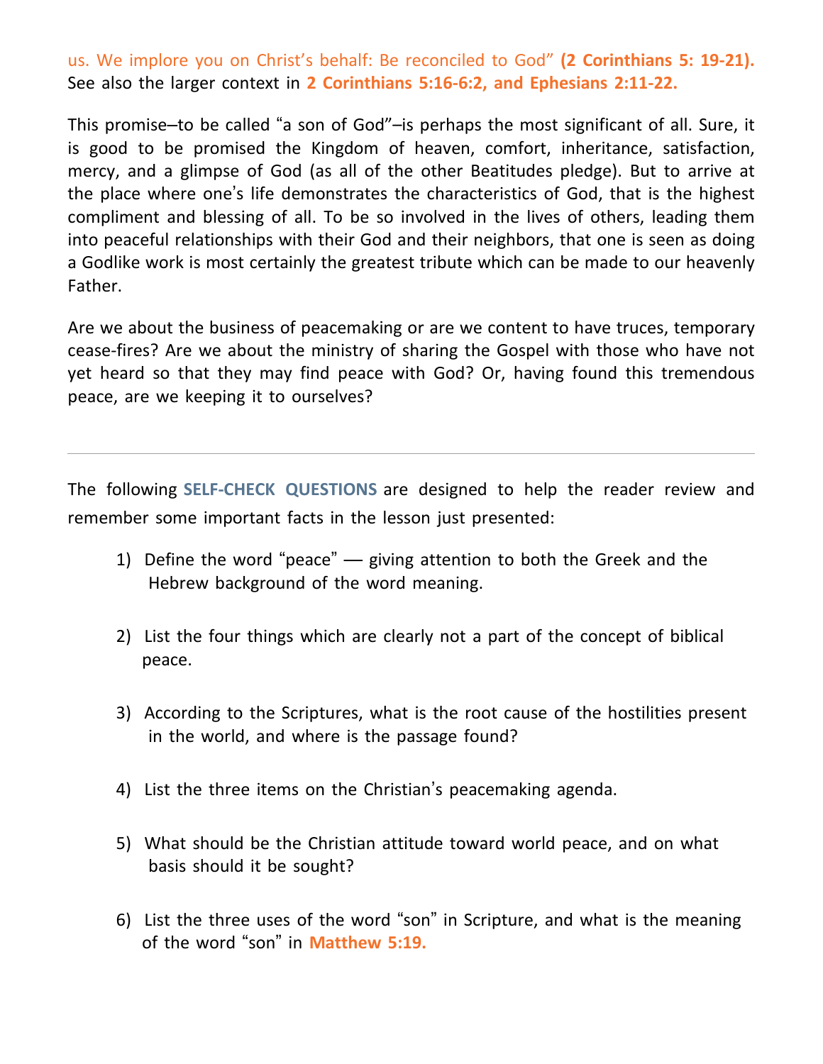us. We implore you on Christ's behalf: Be reconciled to God" **(2 Corinthians 5: 19-21).** See also the larger context in **2 Corinthians 5:16-6:2, and Ephesians 2:11-22.**

This promise–to be called "a son of God"–is perhaps the most significant of all. Sure, it is good to be promised the Kingdom of heaven, comfort, inheritance, satisfaction, mercy, and a glimpse of God (as all of the other Beatitudes pledge). But to arrive at the place where one's life demonstrates the characteristics of God, that is the highest compliment and blessing of all. To be so involved in the lives of others, leading them into peaceful relationships with their God and their neighbors, that one is seen as doing a Godlike work is most certainly the greatest tribute which can be made to our heavenly Father.

Are we about the business of peacemaking or are we content to have truces, temporary cease-fires? Are we about the ministry of sharing the Gospel with those who have not yet heard so that they may find peace with God? Or, having found this tremendous peace, are we keeping it to ourselves?

---

The following **SELF-CHECK QUESTIONS** are designed to help the reader review and remember some important facts in the lesson just presented:

1) Define the word "peace" — giving attention to both the Greek and the Hebrew background of the word meaning.

2) List the four things which are clearly not a part of the concept of biblical peace.

3) According to the Scriptures, what is the root cause of the hostilities present in the world, and where is the passage found?

4) List the three items on the Christian's peacemaking agenda.

5) What should be the Christian attitude toward world peace, and on what basis should it be sought?

6) List the three uses of the word "son" in Scripture, and what is the meaning of the word "son" in **Matthew 5:19.**